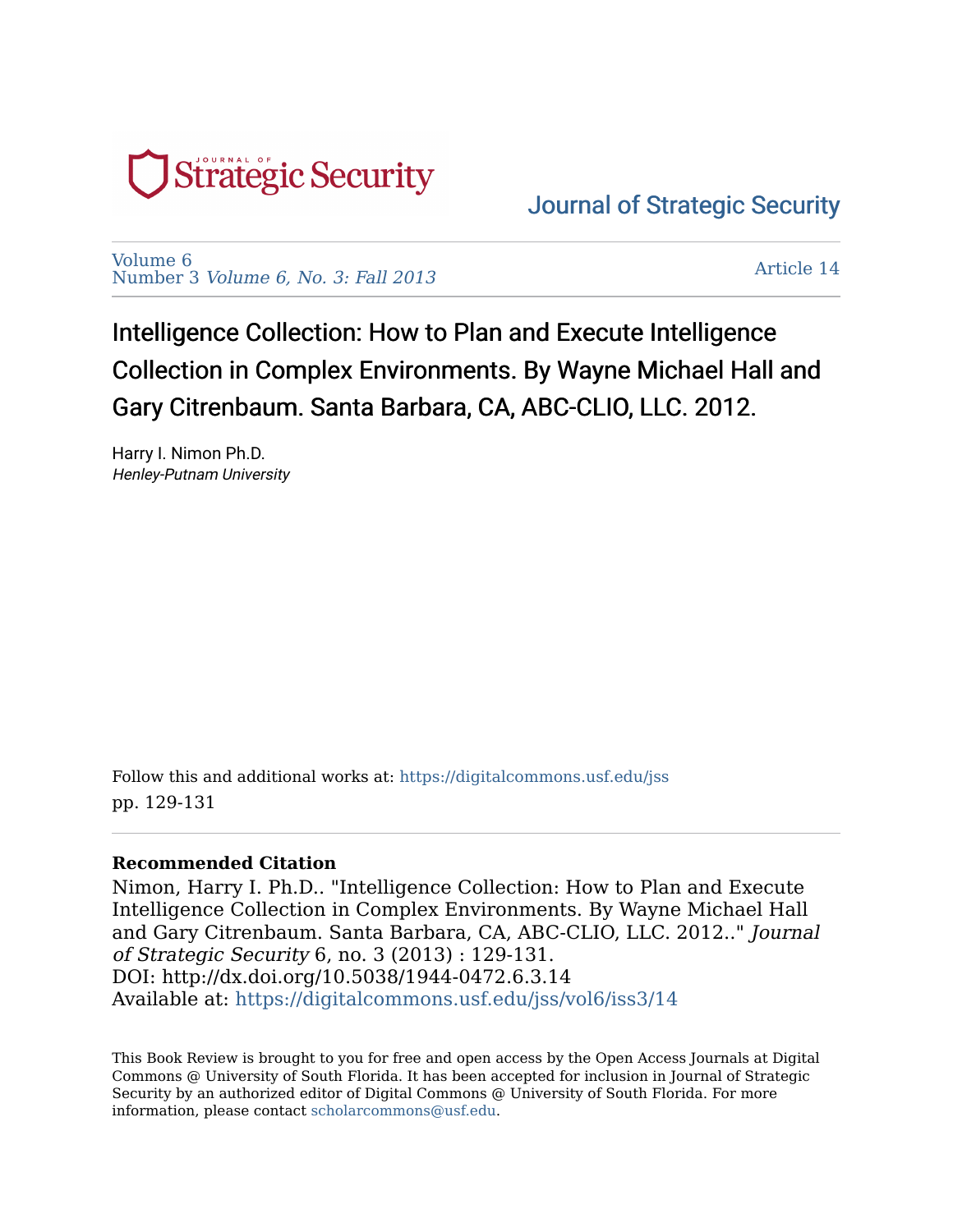Journal of Strategic Security

Volume 6
Number 3 *Volume 6, No. 3: Fall 2013*

Article 14

# Intelligence Collection: How to Plan and Execute Intelligence Collection in Complex Environments. By Wayne Michael Hall and Gary Citrenbaum. Santa Barbara, CA, ABC-CLIO, LLC. 2012.

Harry I. Nimon Ph.D.
*Henley-Putnam University*

Follow this and additional works at: https://digitalcommons.usf.edu/jss
pp. 129-131

**Recommended Citation**

Nimon, Harry I. Ph.D.. "Intelligence Collection: How to Plan and Execute Intelligence Collection in Complex Environments. By Wayne Michael Hall and Gary Citrenbaum. Santa Barbara, CA, ABC-CLIO, LLC. 2012.." *Journal of Strategic Security* 6, no. 3 (2013) : 129-131.
DOI: http://dx.doi.org/10.5038/1944-0472.6.3.14
Available at: https://digitalcommons.usf.edu/jss/vol6/iss3/14

This Book Review is brought to you for free and open access by the Open Access Journals at Digital Commons @ University of South Florida. It has been accepted for inclusion in Journal of Strategic Security by an authorized editor of Digital Commons @ University of South Florida. For more information, please contact scholarcommons@usf.edu.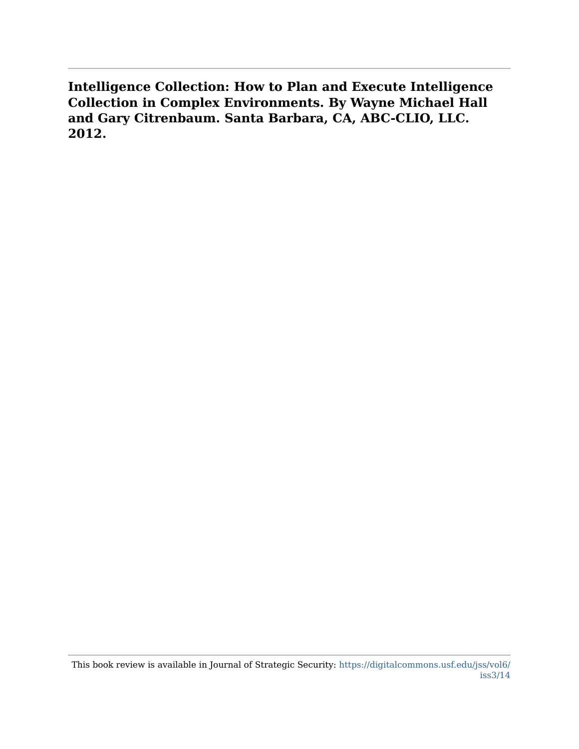**Intelligence Collection: How to Plan and Execute Intelligence Collection in Complex Environments. By Wayne Michael Hall and Gary Citrenbaum. Santa Barbara, CA, ABC-CLIO, LLC. 2012.**

This book review is available in Journal of Strategic Security: https://digitalcommons.usf.edu/jss/vol6/iss3/14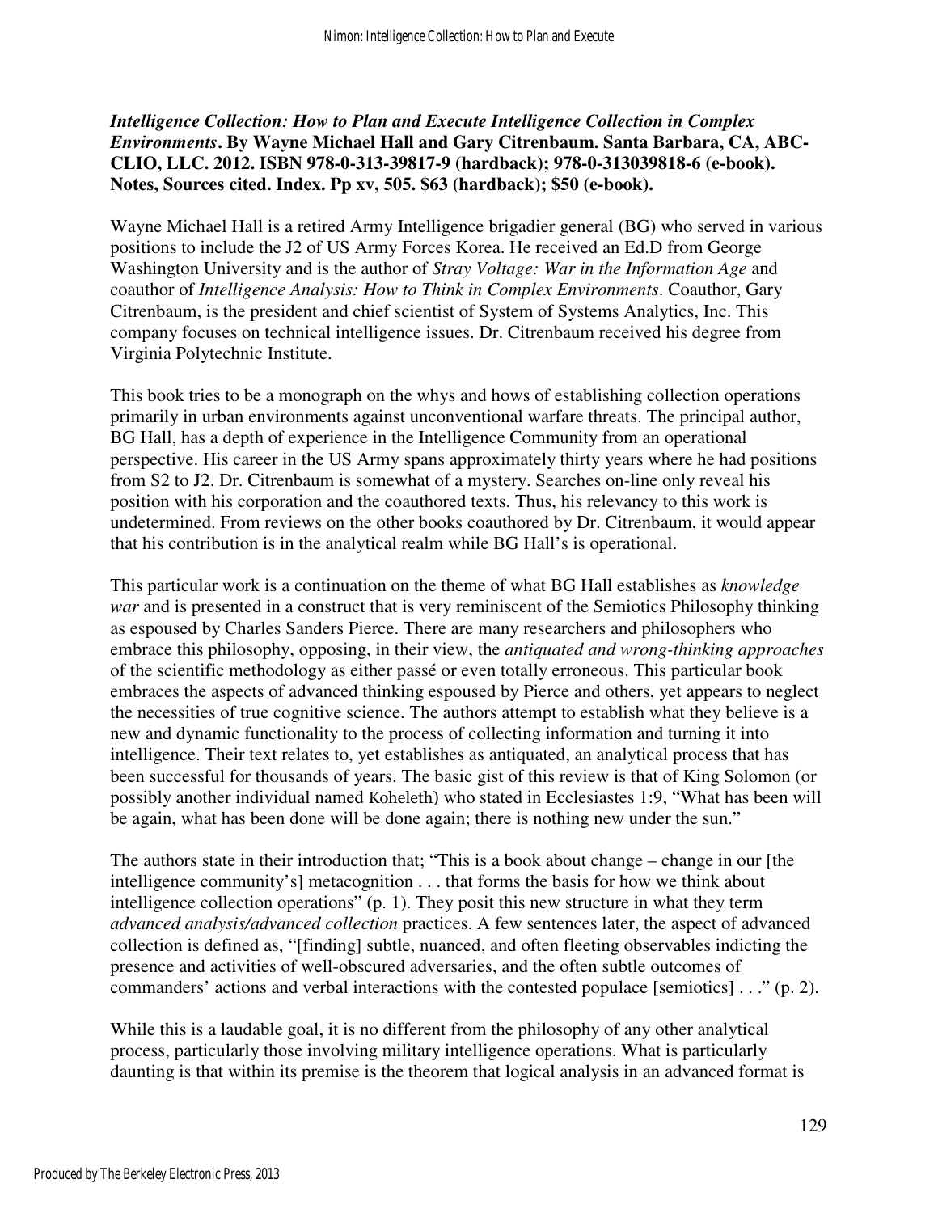***Intelligence Collection: How to Plan and Execute Intelligence Collection in Complex Environments*. By Wayne Michael Hall and Gary Citrenbaum. Santa Barbara, CA, ABC-CLIO, LLC. 2012. ISBN 978-0-313-39817-9 (hardback); 978-0-313039818-6 (e-book). Notes, Sources cited. Index. Pp xv, 505. $63 (hardback); $50 (e-book).**

Wayne Michael Hall is a retired Army Intelligence brigadier general (BG) who served in various positions to include the J2 of US Army Forces Korea. He received an Ed.D from George Washington University and is the author of *Stray Voltage: War in the Information Age* and coauthor of *Intelligence Analysis: How to Think in Complex Environments*. Coauthor, Gary Citrenbaum, is the president and chief scientist of System of Systems Analytics, Inc. This company focuses on technical intelligence issues. Dr. Citrenbaum received his degree from Virginia Polytechnic Institute.

This book tries to be a monograph on the whys and hows of establishing collection operations primarily in urban environments against unconventional warfare threats. The principal author, BG Hall, has a depth of experience in the Intelligence Community from an operational perspective. His career in the US Army spans approximately thirty years where he had positions from S2 to J2. Dr. Citrenbaum is somewhat of a mystery. Searches on-line only reveal his position with his corporation and the coauthored texts. Thus, his relevancy to this work is undetermined. From reviews on the other books coauthored by Dr. Citrenbaum, it would appear that his contribution is in the analytical realm while BG Hall's is operational.

This particular work is a continuation on the theme of what BG Hall establishes as *knowledge war* and is presented in a construct that is very reminiscent of the Semiotics Philosophy thinking as espoused by Charles Sanders Pierce. There are many researchers and philosophers who embrace this philosophy, opposing, in their view, the *antiquated and wrong-thinking approaches* of the scientific methodology as either passé or even totally erroneous. This particular book embraces the aspects of advanced thinking espoused by Pierce and others, yet appears to neglect the necessities of true cognitive science. The authors attempt to establish what they believe is a new and dynamic functionality to the process of collecting information and turning it into intelligence. Their text relates to, yet establishes as antiquated, an analytical process that has been successful for thousands of years. The basic gist of this review is that of King Solomon (or possibly another individual named Koheleth) who stated in Ecclesiastes 1:9, "What has been will be again, what has been done will be done again; there is nothing new under the sun."

The authors state in their introduction that; "This is a book about change – change in our [the intelligence community's] metacognition . . . that forms the basis for how we think about intelligence collection operations" (p. 1). They posit this new structure in what they term *advanced analysis/advanced collection* practices. A few sentences later, the aspect of advanced collection is defined as, "[finding] subtle, nuanced, and often fleeting observables indicting the presence and activities of well-obscured adversaries, and the often subtle outcomes of commanders' actions and verbal interactions with the contested populace [semiotics] . . ." (p. 2).

While this is a laudable goal, it is no different from the philosophy of any other analytical process, particularly those involving military intelligence operations. What is particularly daunting is that within its premise is the theorem that logical analysis in an advanced format is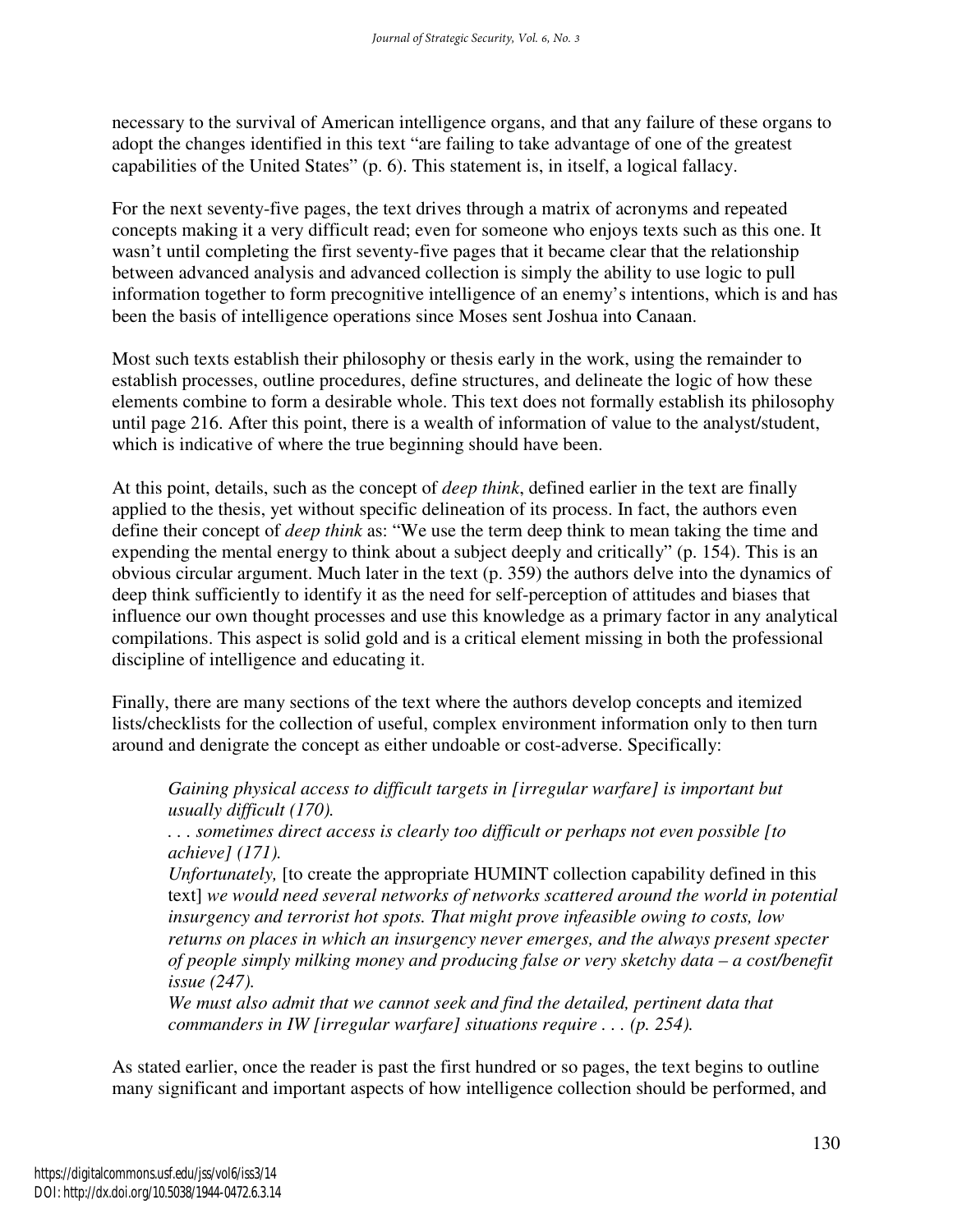necessary to the survival of American intelligence organs, and that any failure of these organs to adopt the changes identified in this text "are failing to take advantage of one of the greatest capabilities of the United States" (p. 6). This statement is, in itself, a logical fallacy.

For the next seventy-five pages, the text drives through a matrix of acronyms and repeated concepts making it a very difficult read; even for someone who enjoys texts such as this one. It wasn't until completing the first seventy-five pages that it became clear that the relationship between advanced analysis and advanced collection is simply the ability to use logic to pull information together to form precognitive intelligence of an enemy's intentions, which is and has been the basis of intelligence operations since Moses sent Joshua into Canaan.

Most such texts establish their philosophy or thesis early in the work, using the remainder to establish processes, outline procedures, define structures, and delineate the logic of how these elements combine to form a desirable whole. This text does not formally establish its philosophy until page 216. After this point, there is a wealth of information of value to the analyst/student, which is indicative of where the true beginning should have been.

At this point, details, such as the concept of *deep think*, defined earlier in the text are finally applied to the thesis, yet without specific delineation of its process. In fact, the authors even define their concept of *deep think* as: "We use the term deep think to mean taking the time and expending the mental energy to think about a subject deeply and critically" (p. 154). This is an obvious circular argument. Much later in the text (p. 359) the authors delve into the dynamics of deep think sufficiently to identify it as the need for self-perception of attitudes and biases that influence our own thought processes and use this knowledge as a primary factor in any analytical compilations. This aspect is solid gold and is a critical element missing in both the professional discipline of intelligence and educating it.

Finally, there are many sections of the text where the authors develop concepts and itemized lists/checklists for the collection of useful, complex environment information only to then turn around and denigrate the concept as either undoable or cost-adverse. Specifically:

> *Gaining physical access to difficult targets in [irregular warfare] is important but usually difficult (170).*
> *. . . sometimes direct access is clearly too difficult or perhaps not even possible [to achieve] (171).*
> *Unfortunately,* [to create the appropriate HUMINT collection capability defined in this text] *we would need several networks of networks scattered around the world in potential insurgency and terrorist hot spots. That might prove infeasible owing to costs, low returns on places in which an insurgency never emerges, and the always present specter of people simply milking money and producing false or very sketchy data – a cost/benefit issue (247).*
> *We must also admit that we cannot seek and find the detailed, pertinent data that commanders in IW [irregular warfare] situations require . . . (p. 254).*

As stated earlier, once the reader is past the first hundred or so pages, the text begins to outline many significant and important aspects of how intelligence collection should be performed, and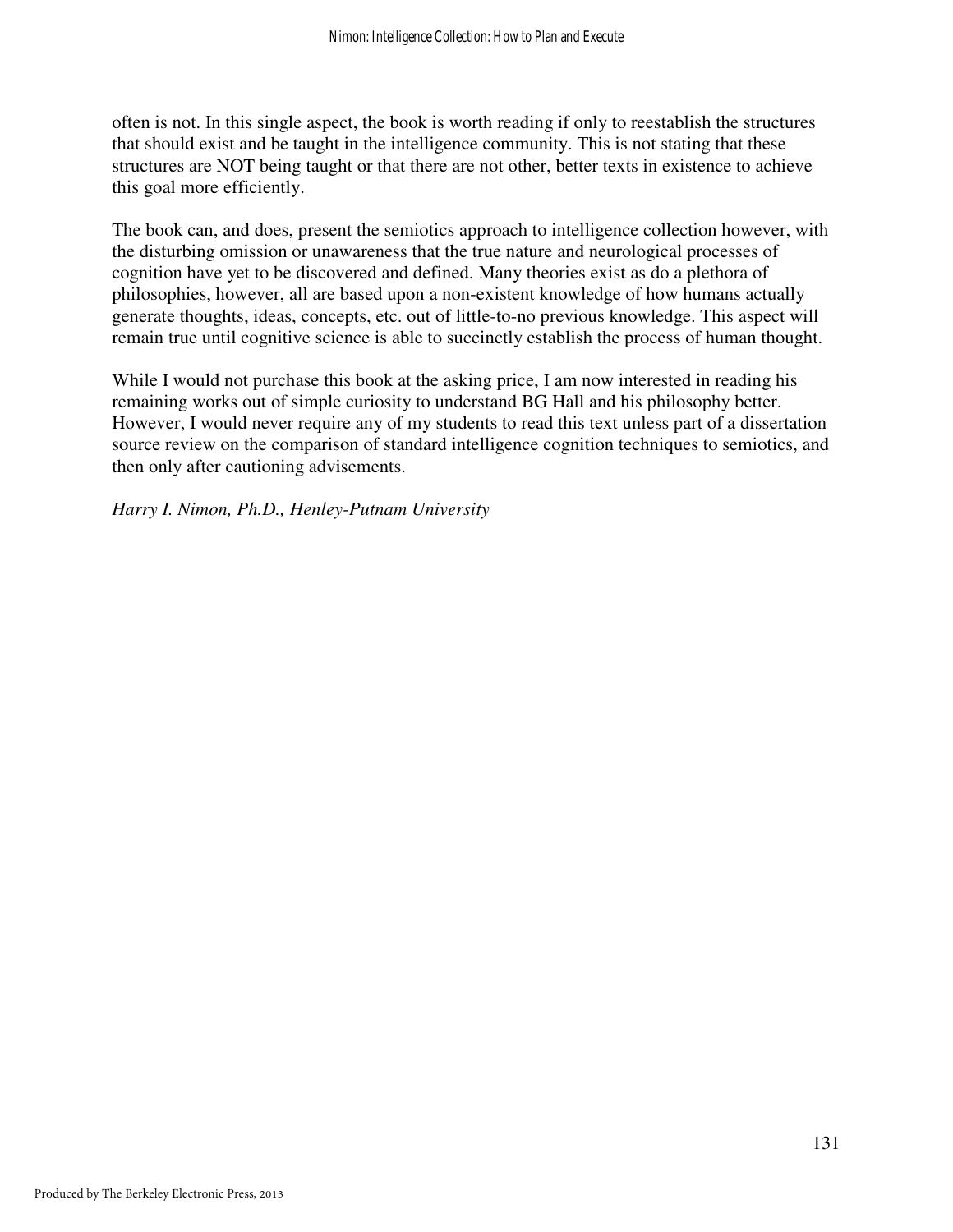often is not. In this single aspect, the book is worth reading if only to reestablish the structures that should exist and be taught in the intelligence community. This is not stating that these structures are NOT being taught or that there are not other, better texts in existence to achieve this goal more efficiently.

The book can, and does, present the semiotics approach to intelligence collection however, with the disturbing omission or unawareness that the true nature and neurological processes of cognition have yet to be discovered and defined. Many theories exist as do a plethora of philosophies, however, all are based upon a non-existent knowledge of how humans actually generate thoughts, ideas, concepts, etc. out of little-to-no previous knowledge. This aspect will remain true until cognitive science is able to succinctly establish the process of human thought.

While I would not purchase this book at the asking price, I am now interested in reading his remaining works out of simple curiosity to understand BG Hall and his philosophy better. However, I would never require any of my students to read this text unless part of a dissertation source review on the comparison of standard intelligence cognition techniques to semiotics, and then only after cautioning advisements.

*Harry I. Nimon, Ph.D., Henley-Putnam University*